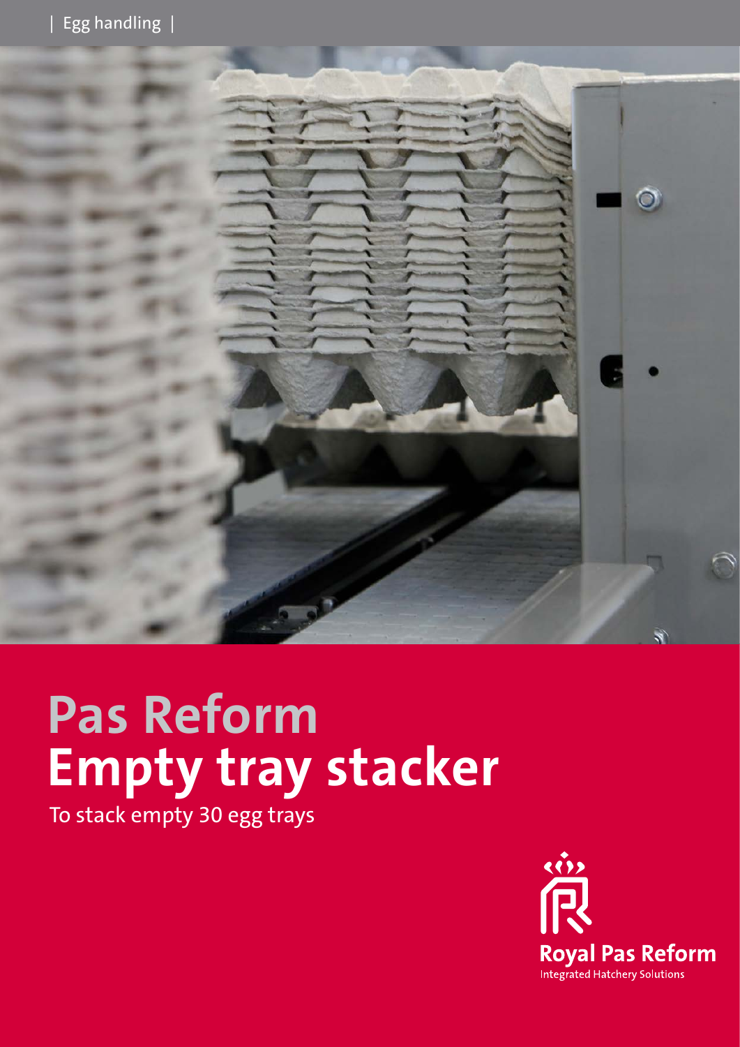| Egg handling |

# Pas Reform
# Empty tray stacker

To stack empty 30 egg trays

Royal Pas Reform
Integrated Hatchery Solutions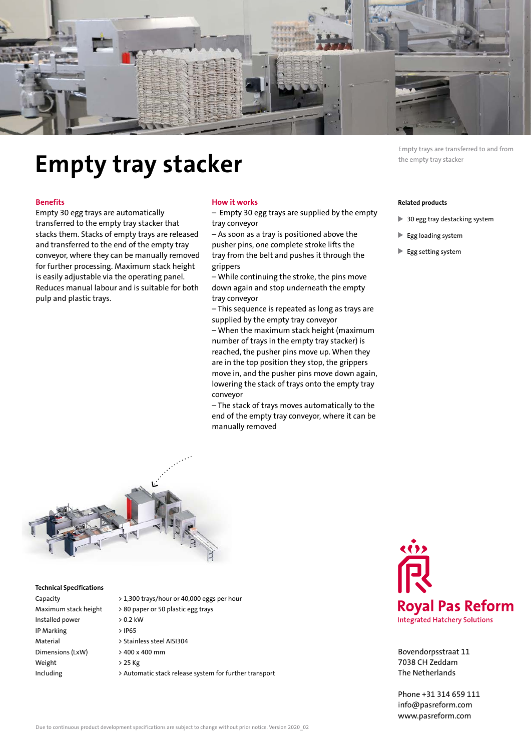# Empty tray stacker

Empty trays are transferred to and from the empty tray stacker

**Benefits**

Empty 30 egg trays are automatically transferred to the empty tray stacker that stacks them. Stacks of empty trays are released and transferred to the end of the empty tray conveyor, where they can be manually removed for further processing. Maximum stack height is easily adjustable via the operating panel. Reduces manual labour and is suitable for both pulp and plastic trays.

**How it works**

– Empty 30 egg trays are supplied by the empty tray conveyor
– As soon as a tray is positioned above the pusher pins, one complete stroke lifts the tray from the belt and pushes it through the grippers
– While continuing the stroke, the pins move down again and stop underneath the empty tray conveyor
– This sequence is repeated as long as trays are supplied by the empty tray conveyor
– When the maximum stack height (maximum number of trays in the empty tray stacker) is reached, the pusher pins move up. When they are in the top position they stop, the grippers move in, and the pusher pins move down again, lowering the stack of trays onto the empty tray conveyor
– The stack of trays moves automatically to the end of the empty tray conveyor, where it can be manually removed

**Related products**

- 30 egg tray destacking system
- Egg loading system
- Egg setting system

**Technical Specifications**

| | |
|---|---|
| Capacity | > 1,300 trays/hour or 40,000 eggs per hour |
| Maximum stack height | > 80 paper or 50 plastic egg trays |
| Installed power | > 0.2 kW |
| IP Marking | > IP65 |
| Material | > Stainless steel AISI304 |
| Dimensions (LxW) | > 400 x 400 mm |
| Weight | > 25 Kg |
| Including | > Automatic stack release system for further transport |

Royal Pas Reform
Integrated Hatchery Solutions

Bovendorpsstraat 11
7038 CH Zeddam
The Netherlands

Phone +31 314 659 111
info@pasreform.com
www.pasreform.com

Due to continuous product development specifications are subject to change without prior notice. Version 2020_02